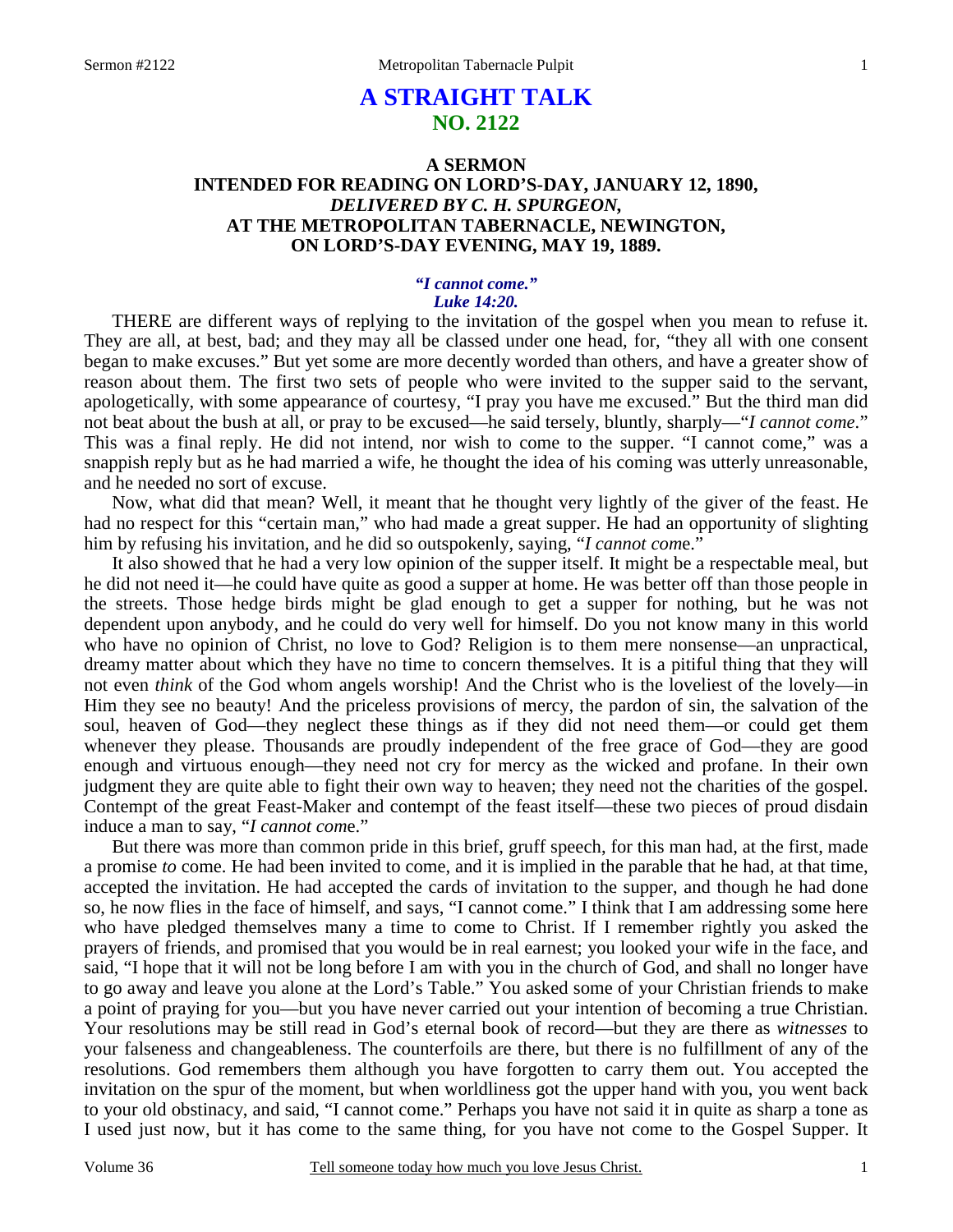# A STRAIGHT TALK
## NO. 2122

### A SERMON
### INTENDED FOR READING ON LORD'S-DAY, JANUARY 12, 1890,
### *DELIVERED BY C. H. SPURGEON,*
### AT THE METROPOLITAN TABERNACLE, NEWINGTON,
### ON LORD'S-DAY EVENING, MAY 19, 1889.

***"I cannot come." Luke 14:20.***

THERE are different ways of replying to the invitation of the gospel when you mean to refuse it. They are all, at best, bad; and they may all be classed under one head, for, "they all with one consent began to make excuses." But yet some are more decently worded than others, and have a greater show of reason about them. The first two sets of people who were invited to the supper said to the servant, apologetically, with some appearance of courtesy, "I pray you have me excused." But the third man did not beat about the bush at all, or pray to be excused—he said tersely, bluntly, sharply—"*I cannot come*." This was a final reply. He did not intend, nor wish to come to the supper. "I cannot come," was a snappish reply but as he had married a wife, he thought the idea of his coming was utterly unreasonable, and he needed no sort of excuse.

Now, what did that mean? Well, it meant that he thought very lightly of the giver of the feast. He had no respect for this "certain man," who had made a great supper. He had an opportunity of slighting him by refusing his invitation, and he did so outspokenly, saying, "*I cannot com*e."

It also showed that he had a very low opinion of the supper itself. It might be a respectable meal, but he did not need it—he could have quite as good a supper at home. He was better off than those people in the streets. Those hedge birds might be glad enough to get a supper for nothing, but he was not dependent upon anybody, and he could do very well for himself. Do you not know many in this world who have no opinion of Christ, no love to God? Religion is to them mere nonsense—an unpractical, dreamy matter about which they have no time to concern themselves. It is a pitiful thing that they will not even *think* of the God whom angels worship! And the Christ who is the loveliest of the lovely—in Him they see no beauty! And the priceless provisions of mercy, the pardon of sin, the salvation of the soul, heaven of God—they neglect these things as if they did not need them—or could get them whenever they please. Thousands are proudly independent of the free grace of God—they are good enough and virtuous enough—they need not cry for mercy as the wicked and profane. In their own judgment they are quite able to fight their own way to heaven; they need not the charities of the gospel. Contempt of the great Feast-Maker and contempt of the feast itself—these two pieces of proud disdain induce a man to say, "*I cannot com*e."

But there was more than common pride in this brief, gruff speech, for this man had, at the first, made a promise *to* come. He had been invited to come, and it is implied in the parable that he had, at that time, accepted the invitation. He had accepted the cards of invitation to the supper, and though he had done so, he now flies in the face of himself, and says, "I cannot come." I think that I am addressing some here who have pledged themselves many a time to come to Christ. If I remember rightly you asked the prayers of friends, and promised that you would be in real earnest; you looked your wife in the face, and said, "I hope that it will not be long before I am with you in the church of God, and shall no longer have to go away and leave you alone at the Lord's Table." You asked some of your Christian friends to make a point of praying for you—but you have never carried out your intention of becoming a true Christian. Your resolutions may be still read in God's eternal book of record—but they are there as *witnesses* to your falseness and changeableness. The counterfoils are there, but there is no fulfillment of any of the resolutions. God remembers them although you have forgotten to carry them out. You accepted the invitation on the spur of the moment, but when worldliness got the upper hand with you, you went back to your old obstinacy, and said, "I cannot come." Perhaps you have not said it in quite as sharp a tone as I used just now, but it has come to the same thing, for you have not come to the Gospel Supper. It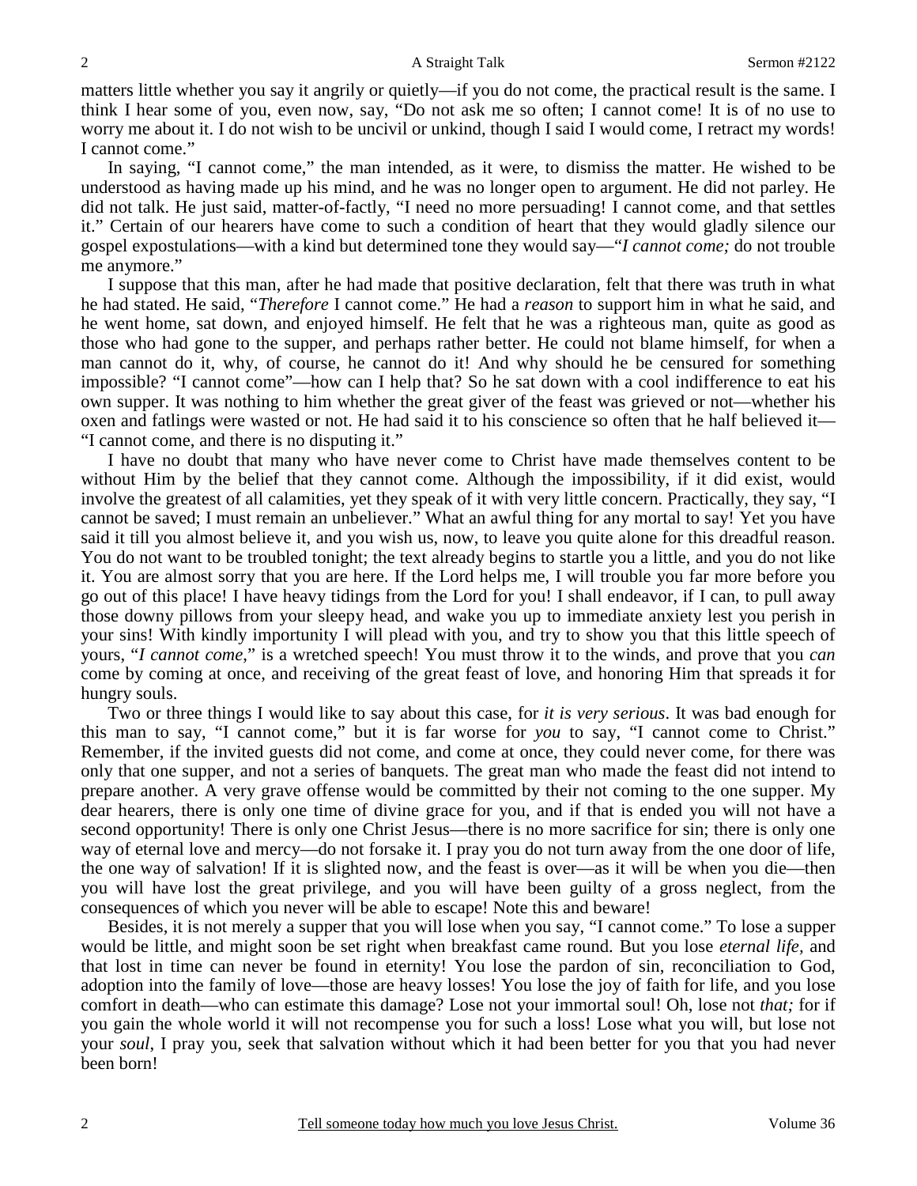matters little whether you say it angrily or quietly—if you do not come, the practical result is the same. I think I hear some of you, even now, say, "Do not ask me so often; I cannot come! It is of no use to worry me about it. I do not wish to be uncivil or unkind, though I said I would come, I retract my words! I cannot come."

In saying, "I cannot come," the man intended, as it were, to dismiss the matter. He wished to be understood as having made up his mind, and he was no longer open to argument. He did not parley. He did not talk. He just said, matter-of-factly, "I need no more persuading! I cannot come, and that settles it." Certain of our hearers have come to such a condition of heart that they would gladly silence our gospel expostulations—with a kind but determined tone they would say—"*I cannot come;* do not trouble me anymore."

I suppose that this man, after he had made that positive declaration, felt that there was truth in what he had stated. He said, "*Therefore* I cannot come." He had a *reason* to support him in what he said, and he went home, sat down, and enjoyed himself. He felt that he was a righteous man, quite as good as those who had gone to the supper, and perhaps rather better. He could not blame himself, for when a man cannot do it, why, of course, he cannot do it! And why should he be censured for something impossible? "I cannot come"—how can I help that? So he sat down with a cool indifference to eat his own supper. It was nothing to him whether the great giver of the feast was grieved or not—whether his oxen and fatlings were wasted or not. He had said it to his conscience so often that he half believed it—"I cannot come, and there is no disputing it."

I have no doubt that many who have never come to Christ have made themselves content to be without Him by the belief that they cannot come. Although the impossibility, if it did exist, would involve the greatest of all calamities, yet they speak of it with very little concern. Practically, they say, "I cannot be saved; I must remain an unbeliever." What an awful thing for any mortal to say! Yet you have said it till you almost believe it, and you wish us, now, to leave you quite alone for this dreadful reason. You do not want to be troubled tonight; the text already begins to startle you a little, and you do not like it. You are almost sorry that you are here. If the Lord helps me, I will trouble you far more before you go out of this place! I have heavy tidings from the Lord for you! I shall endeavor, if I can, to pull away those downy pillows from your sleepy head, and wake you up to immediate anxiety lest you perish in your sins! With kindly importunity I will plead with you, and try to show you that this little speech of yours, "*I cannot come*," is a wretched speech! You must throw it to the winds, and prove that you *can* come by coming at once, and receiving of the great feast of love, and honoring Him that spreads it for hungry souls.

Two or three things I would like to say about this case, for *it is very serious*. It was bad enough for this man to say, "I cannot come," but it is far worse for *you* to say, "I cannot come to Christ." Remember, if the invited guests did not come, and come at once, they could never come, for there was only that one supper, and not a series of banquets. The great man who made the feast did not intend to prepare another. A very grave offense would be committed by their not coming to the one supper. My dear hearers, there is only one time of divine grace for you, and if that is ended you will not have a second opportunity! There is only one Christ Jesus—there is no more sacrifice for sin; there is only one way of eternal love and mercy—do not forsake it. I pray you do not turn away from the one door of life, the one way of salvation! If it is slighted now, and the feast is over—as it will be when you die—then you will have lost the great privilege, and you will have been guilty of a gross neglect, from the consequences of which you never will be able to escape! Note this and beware!

Besides, it is not merely a supper that you will lose when you say, "I cannot come." To lose a supper would be little, and might soon be set right when breakfast came round. But you lose *eternal life,* and that lost in time can never be found in eternity! You lose the pardon of sin, reconciliation to God, adoption into the family of love—those are heavy losses! You lose the joy of faith for life, and you lose comfort in death—who can estimate this damage? Lose not your immortal soul! Oh, lose not *that;* for if you gain the whole world it will not recompense you for such a loss! Lose what you will, but lose not your *soul,* I pray you, seek that salvation without which it had been better for you that you had never been born!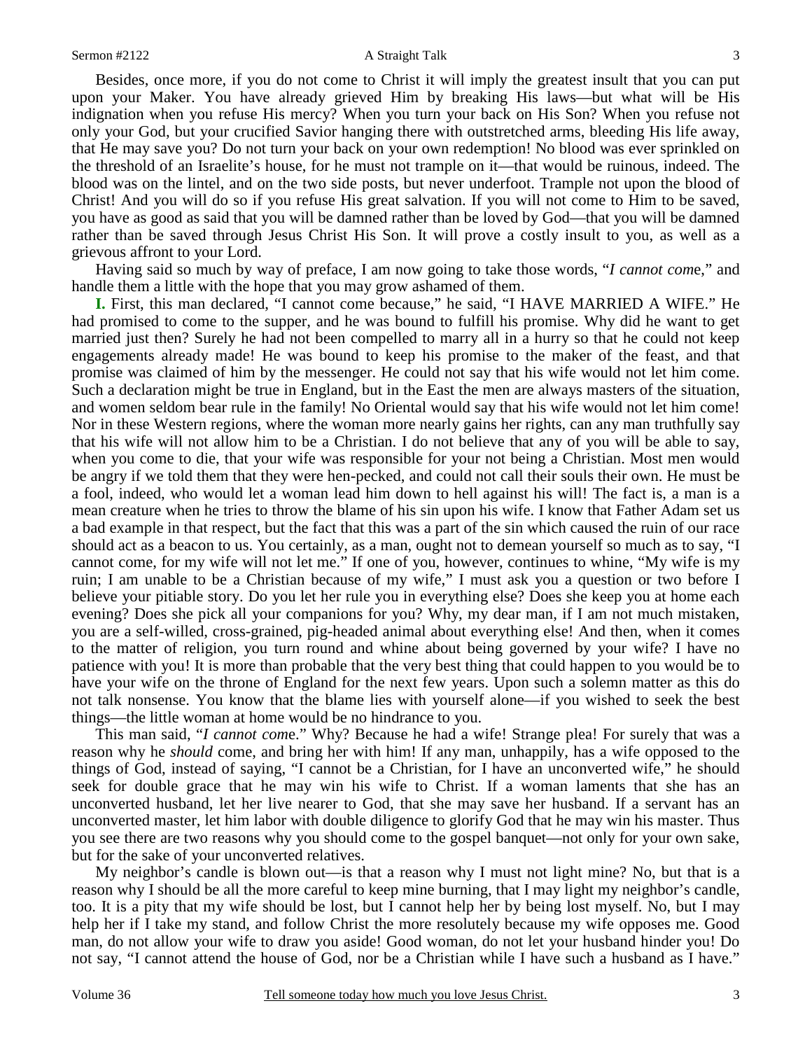Besides, once more, if you do not come to Christ it will imply the greatest insult that you can put upon your Maker. You have already grieved Him by breaking His laws—but what will be His indignation when you refuse His mercy? When you turn your back on His Son? When you refuse not only your God, but your crucified Savior hanging there with outstretched arms, bleeding His life away, that He may save you? Do not turn your back on your own redemption! No blood was ever sprinkled on the threshold of an Israelite's house, for he must not trample on it—that would be ruinous, indeed. The blood was on the lintel, and on the two side posts, but never underfoot. Trample not upon the blood of Christ! And you will do so if you refuse His great salvation. If you will not come to Him to be saved, you have as good as said that you will be damned rather than be loved by God—that you will be damned rather than be saved through Jesus Christ His Son. It will prove a costly insult to you, as well as a grievous affront to your Lord.

Having said so much by way of preface, I am now going to take those words, "*I cannot come*," and handle them a little with the hope that you may grow ashamed of them.

**I.** First, this man declared, "I cannot come because," he said, "I HAVE MARRIED A WIFE." He had promised to come to the supper, and he was bound to fulfill his promise. Why did he want to get married just then? Surely he had not been compelled to marry all in a hurry so that he could not keep engagements already made! He was bound to keep his promise to the maker of the feast, and that promise was claimed of him by the messenger. He could not say that his wife would not let him come. Such a declaration might be true in England, but in the East the men are always masters of the situation, and women seldom bear rule in the family! No Oriental would say that his wife would not let him come! Nor in these Western regions, where the woman more nearly gains her rights, can any man truthfully say that his wife will not allow him to be a Christian. I do not believe that any of you will be able to say, when you come to die, that your wife was responsible for your not being a Christian. Most men would be angry if we told them that they were hen-pecked, and could not call their souls their own. He must be a fool, indeed, who would let a woman lead him down to hell against his will! The fact is, a man is a mean creature when he tries to throw the blame of his sin upon his wife. I know that Father Adam set us a bad example in that respect, but the fact that this was a part of the sin which caused the ruin of our race should act as a beacon to us. You certainly, as a man, ought not to demean yourself so much as to say, "I cannot come, for my wife will not let me." If one of you, however, continues to whine, "My wife is my ruin; I am unable to be a Christian because of my wife," I must ask you a question or two before I believe your pitiable story. Do you let her rule you in everything else? Does she keep you at home each evening? Does she pick all your companions for you? Why, my dear man, if I am not much mistaken, you are a self-willed, cross-grained, pig-headed animal about everything else! And then, when it comes to the matter of religion, you turn round and whine about being governed by your wife? I have no patience with you! It is more than probable that the very best thing that could happen to you would be to have your wife on the throne of England for the next few years. Upon such a solemn matter as this do not talk nonsense. You know that the blame lies with yourself alone—if you wished to seek the best things—the little woman at home would be no hindrance to you.

This man said, "*I cannot come*." Why? Because he had a wife! Strange plea! For surely that was a reason why he *should* come, and bring her with him! If any man, unhappily, has a wife opposed to the things of God, instead of saying, "I cannot be a Christian, for I have an unconverted wife," he should seek for double grace that he may win his wife to Christ. If a woman laments that she has an unconverted husband, let her live nearer to God, that she may save her husband. If a servant has an unconverted master, let him labor with double diligence to glorify God that he may win his master. Thus you see there are two reasons why you should come to the gospel banquet—not only for your own sake, but for the sake of your unconverted relatives.

My neighbor's candle is blown out—is that a reason why I must not light mine? No, but that is a reason why I should be all the more careful to keep mine burning, that I may light my neighbor's candle, too. It is a pity that my wife should be lost, but I cannot help her by being lost myself. No, but I may help her if I take my stand, and follow Christ the more resolutely because my wife opposes me. Good man, do not allow your wife to draw you aside! Good woman, do not let your husband hinder you! Do not say, "I cannot attend the house of God, nor be a Christian while I have such a husband as I have."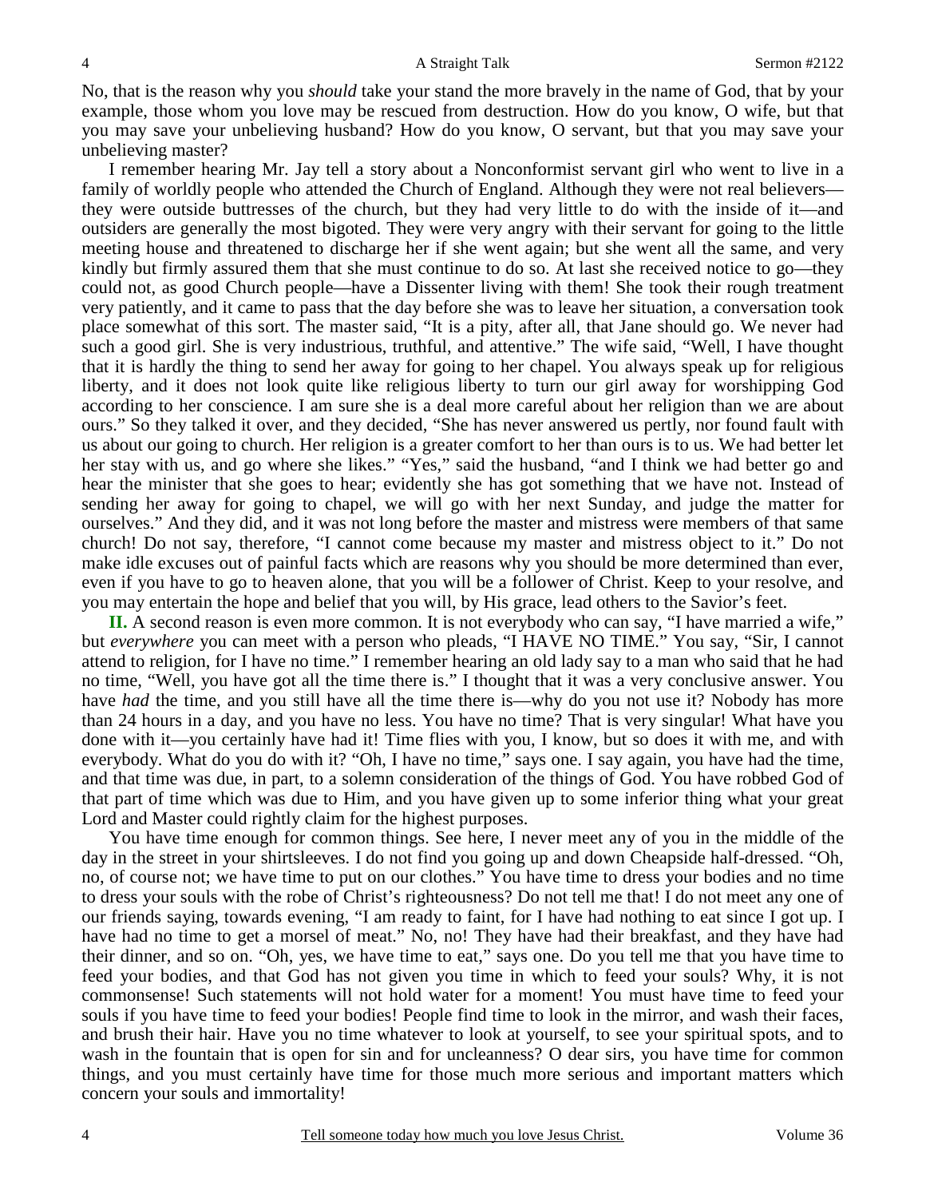No, that is the reason why you *should* take your stand the more bravely in the name of God, that by your example, those whom you love may be rescued from destruction. How do you know, O wife, but that you may save your unbelieving husband? How do you know, O servant, but that you may save your unbelieving master?

I remember hearing Mr. Jay tell a story about a Nonconformist servant girl who went to live in a family of worldly people who attended the Church of England. Although they were not real believers—they were outside buttresses of the church, but they had very little to do with the inside of it—and outsiders are generally the most bigoted. They were very angry with their servant for going to the little meeting house and threatened to discharge her if she went again; but she went all the same, and very kindly but firmly assured them that she must continue to do so. At last she received notice to go—they could not, as good Church people—have a Dissenter living with them! She took their rough treatment very patiently, and it came to pass that the day before she was to leave her situation, a conversation took place somewhat of this sort. The master said, "It is a pity, after all, that Jane should go. We never had such a good girl. She is very industrious, truthful, and attentive." The wife said, "Well, I have thought that it is hardly the thing to send her away for going to her chapel. You always speak up for religious liberty, and it does not look quite like religious liberty to turn our girl away for worshipping God according to her conscience. I am sure she is a deal more careful about her religion than we are about ours." So they talked it over, and they decided, "She has never answered us pertly, nor found fault with us about our going to church. Her religion is a greater comfort to her than ours is to us. We had better let her stay with us, and go where she likes." "Yes," said the husband, "and I think we had better go and hear the minister that she goes to hear; evidently she has got something that we have not. Instead of sending her away for going to chapel, we will go with her next Sunday, and judge the matter for ourselves." And they did, and it was not long before the master and mistress were members of that same church! Do not say, therefore, "I cannot come because my master and mistress object to it." Do not make idle excuses out of painful facts which are reasons why you should be more determined than ever, even if you have to go to heaven alone, that you will be a follower of Christ. Keep to your resolve, and you may entertain the hope and belief that you will, by His grace, lead others to the Savior's feet.

**II.** A second reason is even more common. It is not everybody who can say, "I have married a wife," but *everywhere* you can meet with a person who pleads, "I HAVE NO TIME." You say, "Sir, I cannot attend to religion, for I have no time." I remember hearing an old lady say to a man who said that he had no time, "Well, you have got all the time there is." I thought that it was a very conclusive answer. You have *had* the time, and you still have all the time there is—why do you not use it? Nobody has more than 24 hours in a day, and you have no less. You have no time? That is very singular! What have you done with it—you certainly have had it! Time flies with you, I know, but so does it with me, and with everybody. What do you do with it? "Oh, I have no time," says one. I say again, you have had the time, and that time was due, in part, to a solemn consideration of the things of God. You have robbed God of that part of time which was due to Him, and you have given up to some inferior thing what your great Lord and Master could rightly claim for the highest purposes.

You have time enough for common things. See here, I never meet any of you in the middle of the day in the street in your shirtsleeves. I do not find you going up and down Cheapside half-dressed. "Oh, no, of course not; we have time to put on our clothes." You have time to dress your bodies and no time to dress your souls with the robe of Christ's righteousness? Do not tell me that! I do not meet any one of our friends saying, towards evening, "I am ready to faint, for I have had nothing to eat since I got up. I have had no time to get a morsel of meat." No, no! They have had their breakfast, and they have had their dinner, and so on. "Oh, yes, we have time to eat," says one. Do you tell me that you have time to feed your bodies, and that God has not given you time in which to feed your souls? Why, it is not commonsense! Such statements will not hold water for a moment! You must have time to feed your souls if you have time to feed your bodies! People find time to look in the mirror, and wash their faces, and brush their hair. Have you no time whatever to look at yourself, to see your spiritual spots, and to wash in the fountain that is open for sin and for uncleanness? O dear sirs, you have time for common things, and you must certainly have time for those much more serious and important matters which concern your souls and immortality!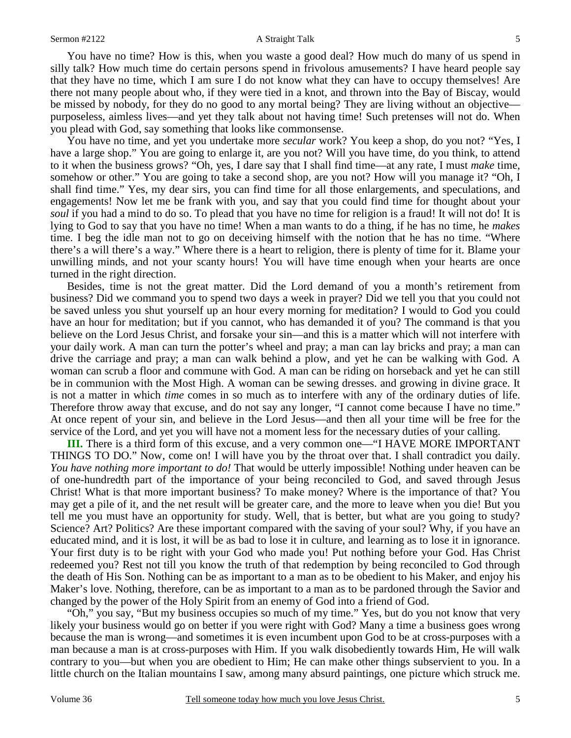You have no time? How is this, when you waste a good deal? How much do many of us spend in silly talk? How much time do certain persons spend in frivolous amusements? I have heard people say that they have no time, which I am sure I do not know what they can have to occupy themselves! Are there not many people about who, if they were tied in a knot, and thrown into the Bay of Biscay, would be missed by nobody, for they do no good to any mortal being? They are living without an objective—purposeless, aimless lives—and yet they talk about not having time! Such pretenses will not do. When you plead with God, say something that looks like commonsense.

You have no time, and yet you undertake more *secular* work? You keep a shop, do you not? "Yes, I have a large shop." You are going to enlarge it, are you not? Will you have time, do you think, to attend to it when the business grows? "Oh, yes, I dare say that I shall find time—at any rate, I must *make* time, somehow or other." You are going to take a second shop, are you not? How will you manage it? "Oh, I shall find time." Yes, my dear sirs, you can find time for all those enlargements, and speculations, and engagements! Now let me be frank with you, and say that you could find time for thought about your *soul* if you had a mind to do so. To plead that you have no time for religion is a fraud! It will not do! It is lying to God to say that you have no time! When a man wants to do a thing, if he has no time, he *makes* time. I beg the idle man not to go on deceiving himself with the notion that he has no time. "Where there's a will there's a way." Where there is a heart to religion, there is plenty of time for it. Blame your unwilling minds, and not your scanty hours! You will have time enough when your hearts are once turned in the right direction.

Besides, time is not the great matter. Did the Lord demand of you a month's retirement from business? Did we command you to spend two days a week in prayer? Did we tell you that you could not be saved unless you shut yourself up an hour every morning for meditation? I would to God you could have an hour for meditation; but if you cannot, who has demanded it of you? The command is that you believe on the Lord Jesus Christ, and forsake your sin—and this is a matter which will not interfere with your daily work. A man can turn the potter's wheel and pray; a man can lay bricks and pray; a man can drive the carriage and pray; a man can walk behind a plow, and yet he can be walking with God. A woman can scrub a floor and commune with God. A man can be riding on horseback and yet he can still be in communion with the Most High. A woman can be sewing dresses. and growing in divine grace. It is not a matter in which *time* comes in so much as to interfere with any of the ordinary duties of life. Therefore throw away that excuse, and do not say any longer, "I cannot come because I have no time." At once repent of your sin, and believe in the Lord Jesus—and then all your time will be free for the service of the Lord, and yet you will have not a moment less for the necessary duties of your calling.

**III.** There is a third form of this excuse, and a very common one—"I HAVE MORE IMPORTANT THINGS TO DO." Now, come on! I will have you by the throat over that. I shall contradict you daily. *You have nothing more important to do!* That would be utterly impossible! Nothing under heaven can be of one-hundredth part of the importance of your being reconciled to God, and saved through Jesus Christ! What is that more important business? To make money? Where is the importance of that? You may get a pile of it, and the net result will be greater care, and the more to leave when you die! But you tell me you must have an opportunity for study. Well, that is better, but what are you going to study? Science? Art? Politics? Are these important compared with the saving of your soul? Why, if you have an educated mind, and it is lost, it will be as bad to lose it in culture, and learning as to lose it in ignorance. Your first duty is to be right with your God who made you! Put nothing before your God. Has Christ redeemed you? Rest not till you know the truth of that redemption by being reconciled to God through the death of His Son. Nothing can be as important to a man as to be obedient to his Maker, and enjoy his Maker's love. Nothing, therefore, can be as important to a man as to be pardoned through the Savior and changed by the power of the Holy Spirit from an enemy of God into a friend of God.

"Oh," you say, "But my business occupies so much of my time." Yes, but do you not know that very likely your business would go on better if you were right with God? Many a time a business goes wrong because the man is wrong—and sometimes it is even incumbent upon God to be at cross-purposes with a man because a man is at cross-purposes with Him. If you walk disobediently towards Him, He will walk contrary to you—but when you are obedient to Him; He can make other things subservient to you. In a little church on the Italian mountains I saw, among many absurd paintings, one picture which struck me.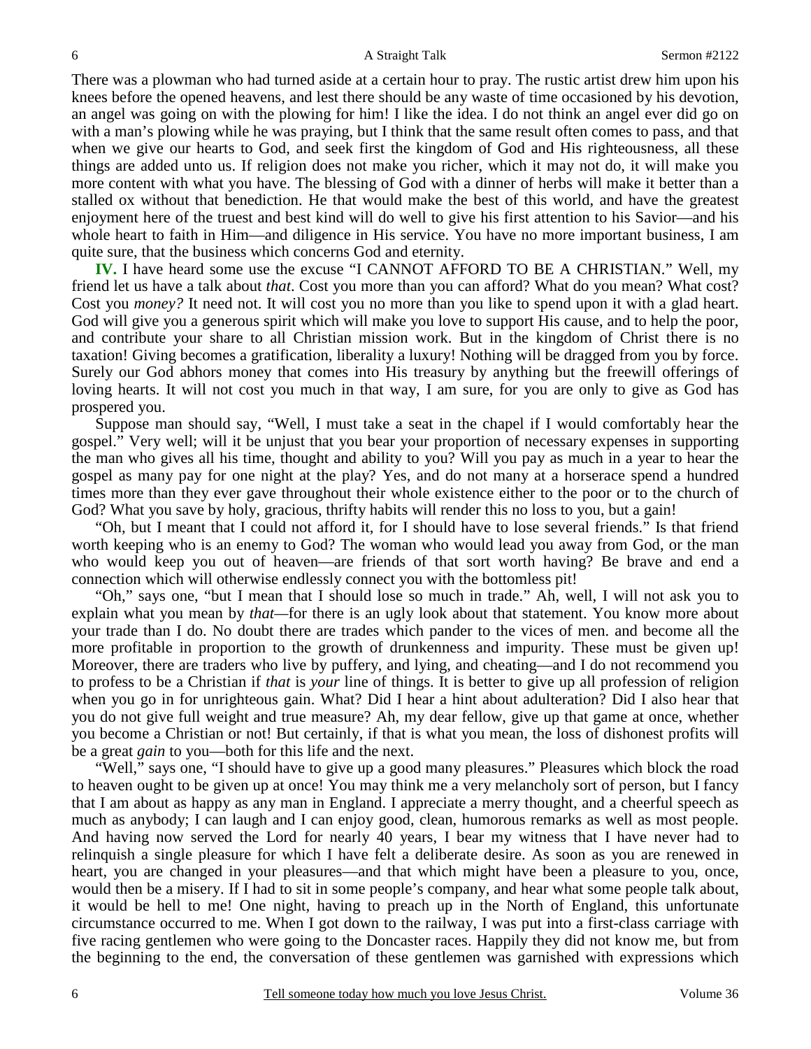There was a plowman who had turned aside at a certain hour to pray. The rustic artist drew him upon his knees before the opened heavens, and lest there should be any waste of time occasioned by his devotion, an angel was going on with the plowing for him! I like the idea. I do not think an angel ever did go on with a man's plowing while he was praying, but I think that the same result often comes to pass, and that when we give our hearts to God, and seek first the kingdom of God and His righteousness, all these things are added unto us. If religion does not make you richer, which it may not do, it will make you more content with what you have. The blessing of God with a dinner of herbs will make it better than a stalled ox without that benediction. He that would make the best of this world, and have the greatest enjoyment here of the truest and best kind will do well to give his first attention to his Savior—and his whole heart to faith in Him—and diligence in His service. You have no more important business, I am quite sure, that the business which concerns God and eternity.

**IV.** I have heard some use the excuse "I CANNOT AFFORD TO BE A CHRISTIAN." Well, my friend let us have a talk about *that*. Cost you more than you can afford? What do you mean? What cost? Cost you *money?* It need not. It will cost you no more than you like to spend upon it with a glad heart. God will give you a generous spirit which will make you love to support His cause, and to help the poor, and contribute your share to all Christian mission work. But in the kingdom of Christ there is no taxation! Giving becomes a gratification, liberality a luxury! Nothing will be dragged from you by force. Surely our God abhors money that comes into His treasury by anything but the freewill offerings of loving hearts. It will not cost you much in that way, I am sure, for you are only to give as God has prospered you.

Suppose man should say, "Well, I must take a seat in the chapel if I would comfortably hear the gospel." Very well; will it be unjust that you bear your proportion of necessary expenses in supporting the man who gives all his time, thought and ability to you? Will you pay as much in a year to hear the gospel as many pay for one night at the play? Yes, and do not many at a horserace spend a hundred times more than they ever gave throughout their whole existence either to the poor or to the church of God? What you save by holy, gracious, thrifty habits will render this no loss to you, but a gain!

"Oh, but I meant that I could not afford it, for I should have to lose several friends." Is that friend worth keeping who is an enemy to God? The woman who would lead you away from God, or the man who would keep you out of heaven—are friends of that sort worth having? Be brave and end a connection which will otherwise endlessly connect you with the bottomless pit!

"Oh," says one, "but I mean that I should lose so much in trade." Ah, well, I will not ask you to explain what you mean by *that*—for there is an ugly look about that statement. You know more about your trade than I do. No doubt there are trades which pander to the vices of men. and become all the more profitable in proportion to the growth of drunkenness and impurity. These must be given up! Moreover, there are traders who live by puffery, and lying, and cheating—and I do not recommend you to profess to be a Christian if *that* is *your* line of things. It is better to give up all profession of religion when you go in for unrighteous gain. What? Did I hear a hint about adulteration? Did I also hear that you do not give full weight and true measure? Ah, my dear fellow, give up that game at once, whether you become a Christian or not! But certainly, if that is what you mean, the loss of dishonest profits will be a great *gain* to you—both for this life and the next.

"Well," says one, "I should have to give up a good many pleasures." Pleasures which block the road to heaven ought to be given up at once! You may think me a very melancholy sort of person, but I fancy that I am about as happy as any man in England. I appreciate a merry thought, and a cheerful speech as much as anybody; I can laugh and I can enjoy good, clean, humorous remarks as well as most people. And having now served the Lord for nearly 40 years, I bear my witness that I have never had to relinquish a single pleasure for which I have felt a deliberate desire. As soon as you are renewed in heart, you are changed in your pleasures—and that which might have been a pleasure to you, once, would then be a misery. If I had to sit in some people's company, and hear what some people talk about, it would be hell to me! One night, having to preach up in the North of England, this unfortunate circumstance occurred to me. When I got down to the railway, I was put into a first-class carriage with five racing gentlemen who were going to the Doncaster races. Happily they did not know me, but from the beginning to the end, the conversation of these gentlemen was garnished with expressions which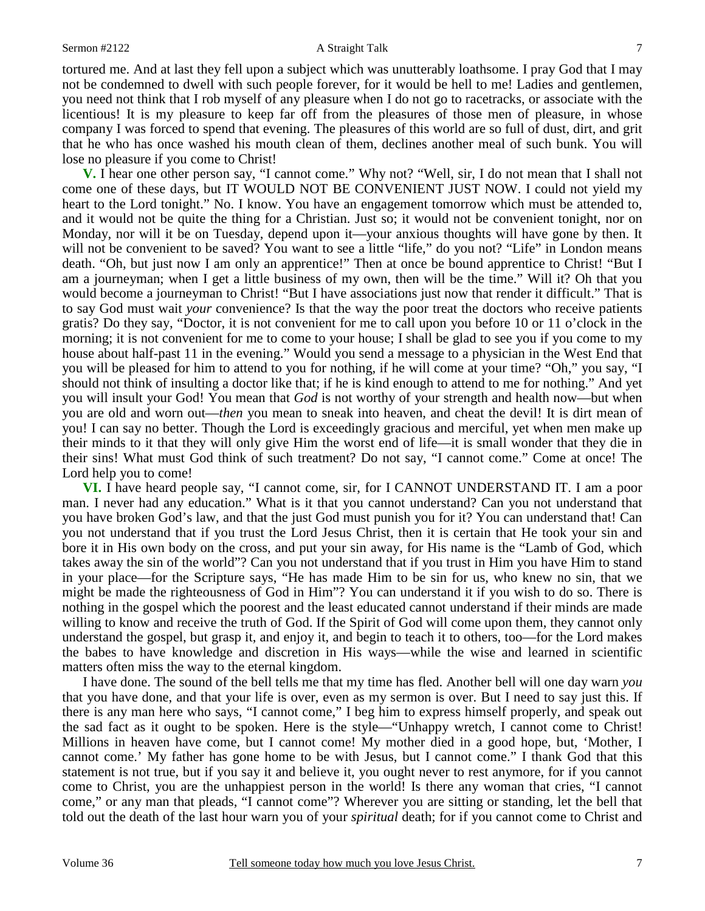tortured me. And at last they fell upon a subject which was unutterably loathsome. I pray God that I may not be condemned to dwell with such people forever, for it would be hell to me! Ladies and gentlemen, you need not think that I rob myself of any pleasure when I do not go to racetracks, or associate with the licentious! It is my pleasure to keep far off from the pleasures of those men of pleasure, in whose company I was forced to spend that evening. The pleasures of this world are so full of dust, dirt, and grit that he who has once washed his mouth clean of them, declines another meal of such bunk. You will lose no pleasure if you come to Christ!

**V.** I hear one other person say, "I cannot come." Why not? "Well, sir, I do not mean that I shall not come one of these days, but IT WOULD NOT BE CONVENIENT JUST NOW. I could not yield my heart to the Lord tonight." No. I know. You have an engagement tomorrow which must be attended to, and it would not be quite the thing for a Christian. Just so; it would not be convenient tonight, nor on Monday, nor will it be on Tuesday, depend upon it—your anxious thoughts will have gone by then. It will not be convenient to be saved? You want to see a little "life," do you not? "Life" in London means death. "Oh, but just now I am only an apprentice!" Then at once be bound apprentice to Christ! "But I am a journeyman; when I get a little business of my own, then will be the time." Will it? Oh that you would become a journeyman to Christ! "But I have associations just now that render it difficult." That is to say God must wait *your* convenience? Is that the way the poor treat the doctors who receive patients gratis? Do they say, "Doctor, it is not convenient for me to call upon you before 10 or 11 o'clock in the morning; it is not convenient for me to come to your house; I shall be glad to see you if you come to my house about half-past 11 in the evening." Would you send a message to a physician in the West End that you will be pleased for him to attend to you for nothing, if he will come at your time? "Oh," you say, "I should not think of insulting a doctor like that; if he is kind enough to attend to me for nothing." And yet you will insult your God! You mean that *God* is not worthy of your strength and health now—but when you are old and worn out—*then* you mean to sneak into heaven, and cheat the devil! It is dirt mean of you! I can say no better. Though the Lord is exceedingly gracious and merciful, yet when men make up their minds to it that they will only give Him the worst end of life—it is small wonder that they die in their sins! What must God think of such treatment? Do not say, "I cannot come." Come at once! The Lord help you to come!

**VI.** I have heard people say, "I cannot come, sir, for I CANNOT UNDERSTAND IT. I am a poor man. I never had any education." What is it that you cannot understand? Can you not understand that you have broken God's law, and that the just God must punish you for it? You can understand that! Can you not understand that if you trust the Lord Jesus Christ, then it is certain that He took your sin and bore it in His own body on the cross, and put your sin away, for His name is the "Lamb of God, which takes away the sin of the world"? Can you not understand that if you trust in Him you have Him to stand in your place—for the Scripture says, "He has made Him to be sin for us, who knew no sin, that we might be made the righteousness of God in Him"? You can understand it if you wish to do so. There is nothing in the gospel which the poorest and the least educated cannot understand if their minds are made willing to know and receive the truth of God. If the Spirit of God will come upon them, they cannot only understand the gospel, but grasp it, and enjoy it, and begin to teach it to others, too—for the Lord makes the babes to have knowledge and discretion in His ways—while the wise and learned in scientific matters often miss the way to the eternal kingdom.

I have done. The sound of the bell tells me that my time has fled. Another bell will one day warn *you* that you have done, and that your life is over, even as my sermon is over. But I need to say just this. If there is any man here who says, "I cannot come," I beg him to express himself properly, and speak out the sad fact as it ought to be spoken. Here is the style—"Unhappy wretch, I cannot come to Christ! Millions in heaven have come, but I cannot come! My mother died in a good hope, but, 'Mother, I cannot come.' My father has gone home to be with Jesus, but I cannot come." I thank God that this statement is not true, but if you say it and believe it, you ought never to rest anymore, for if you cannot come to Christ, you are the unhappiest person in the world! Is there any woman that cries, "I cannot come," or any man that pleads, "I cannot come"? Wherever you are sitting or standing, let the bell that told out the death of the last hour warn you of your *spiritual* death; for if you cannot come to Christ and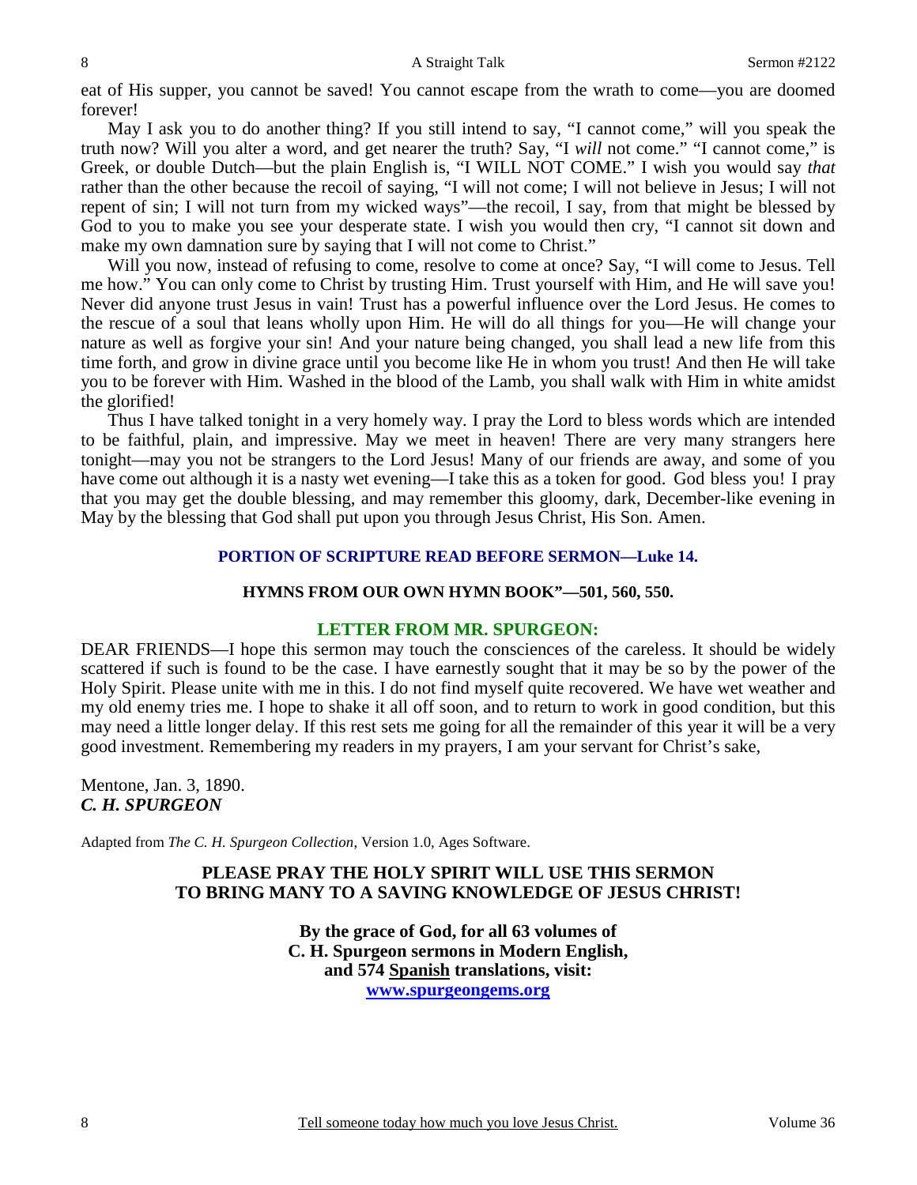eat of His supper, you cannot be saved! You cannot escape from the wrath to come—you are doomed forever!

May I ask you to do another thing? If you still intend to say, "I cannot come," will you speak the truth now? Will you alter a word, and get nearer the truth? Say, "I *will* not come." "I cannot come," is Greek, or double Dutch—but the plain English is, "I WILL NOT COME." I wish you would say *that* rather than the other because the recoil of saying, "I will not come; I will not believe in Jesus; I will not repent of sin; I will not turn from my wicked ways"—the recoil, I say, from that might be blessed by God to you to make you see your desperate state. I wish you would then cry, "I cannot sit down and make my own damnation sure by saying that I will not come to Christ."

Will you now, instead of refusing to come, resolve to come at once? Say, "I will come to Jesus. Tell me how." You can only come to Christ by trusting Him. Trust yourself with Him, and He will save you! Never did anyone trust Jesus in vain! Trust has a powerful influence over the Lord Jesus. He comes to the rescue of a soul that leans wholly upon Him. He will do all things for you—He will change your nature as well as forgive your sin! And your nature being changed, you shall lead a new life from this time forth, and grow in divine grace until you become like He in whom you trust! And then He will take you to be forever with Him. Washed in the blood of the Lamb, you shall walk with Him in white amidst the glorified!

Thus I have talked tonight in a very homely way. I pray the Lord to bless words which are intended to be faithful, plain, and impressive. May we meet in heaven! There are very many strangers here tonight—may you not be strangers to the Lord Jesus! Many of our friends are away, and some of you have come out although it is a nasty wet evening—I take this as a token for good. God bless you! I pray that you may get the double blessing, and may remember this gloomy, dark, December-like evening in May by the blessing that God shall put upon you through Jesus Christ, His Son. Amen.

**PORTION OF SCRIPTURE READ BEFORE SERMON—Luke 14.**

**HYMNS FROM OUR OWN HYMN BOOK"—501, 560, 550.**

**LETTER FROM MR. SPURGEON:**

DEAR FRIENDS—I hope this sermon may touch the consciences of the careless. It should be widely scattered if such is found to be the case. I have earnestly sought that it may be so by the power of the Holy Spirit. Please unite with me in this. I do not find myself quite recovered. We have wet weather and my old enemy tries me. I hope to shake it all off soon, and to return to work in good condition, but this may need a little longer delay. If this rest sets me going for all the remainder of this year it will be a very good investment. Remembering my readers in my prayers, I am your servant for Christ's sake,

Mentone, Jan. 3, 1890.
***C. H. SPURGEON***

Adapted from *The C. H. Spurgeon Collection*, Version 1.0, Ages Software.

**PLEASE PRAY THE HOLY SPIRIT WILL USE THIS SERMON TO BRING MANY TO A SAVING KNOWLEDGE OF JESUS CHRIST!**

**By the grace of God, for all 63 volumes of C. H. Spurgeon sermons in Modern English, and 574 Spanish translations, visit: www.spurgeongems.org**